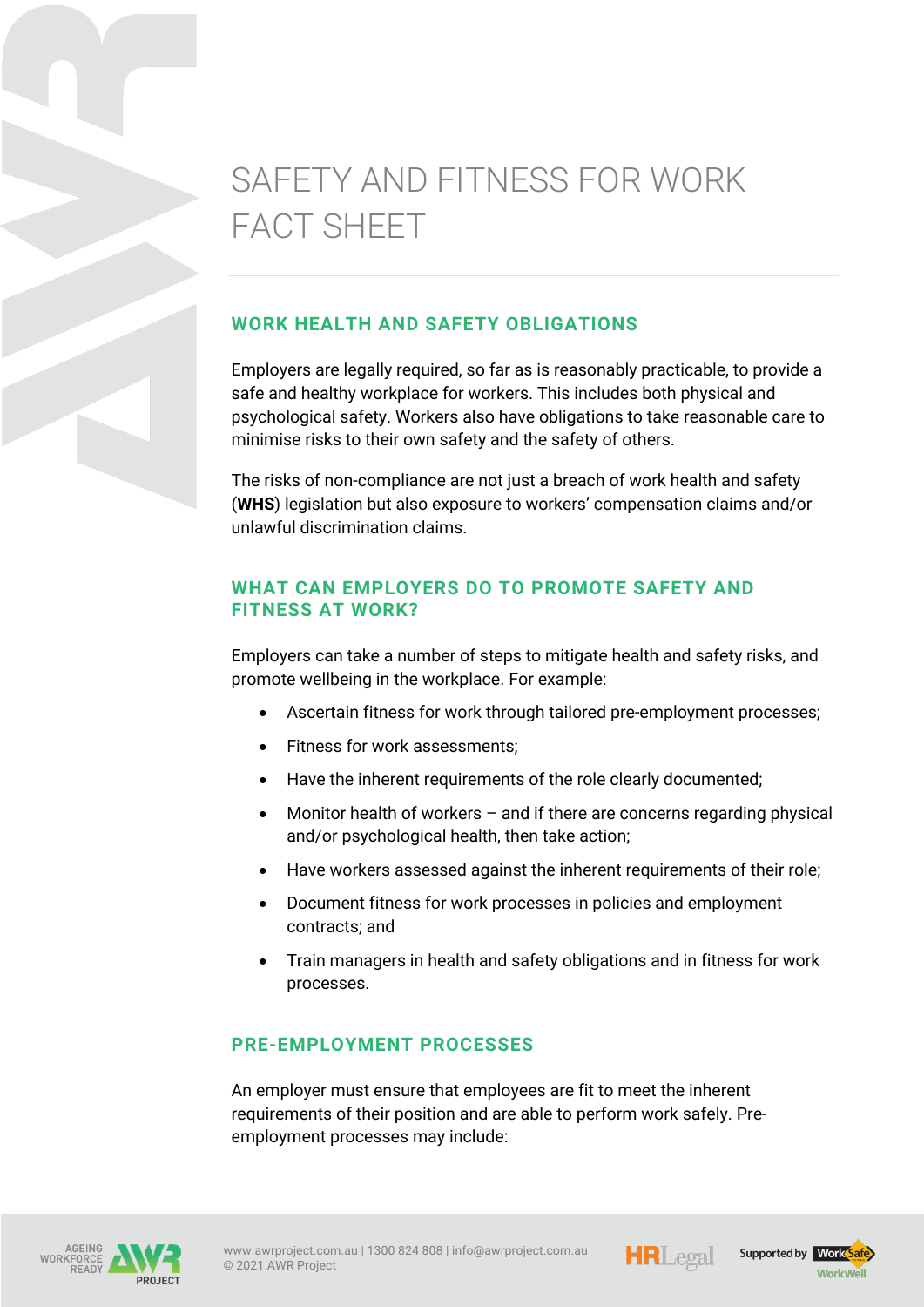# SAFETY AND FITNESS FOR WORK FACT SHEET

## WORK HEALTH AND SAFETY OBLIGATIONS

Employers are legally required, so far as is reasonably practicable, to provide a safe and healthy workplace for workers. This includes both physical and psychological safety. Workers also have obligations to take reasonable care to minimise risks to their own safety and the safety of others.

The risks of non-compliance are not just a breach of work health and safety (**WHS**) legislation but also exposure to workers' compensation claims and/or unlawful discrimination claims.

## WHAT CAN EMPLOYERS DO TO PROMOTE SAFETY AND FITNESS AT WORK?

Employers can take a number of steps to mitigate health and safety risks, and promote wellbeing in the workplace. For example:

- Ascertain fitness for work through tailored pre-employment processes;
- Fitness for work assessments;
- Have the inherent requirements of the role clearly documented;
- Monitor health of workers – and if there are concerns regarding physical and/or psychological health, then take action;
- Have workers assessed against the inherent requirements of their role;
- Document fitness for work processes in policies and employment contracts; and
- Train managers in health and safety obligations and in fitness for work processes.

## PRE-EMPLOYMENT PROCESSES

An employer must ensure that employees are fit to meet the inherent requirements of their position and are able to perform work safely. Pre-employment processes may include: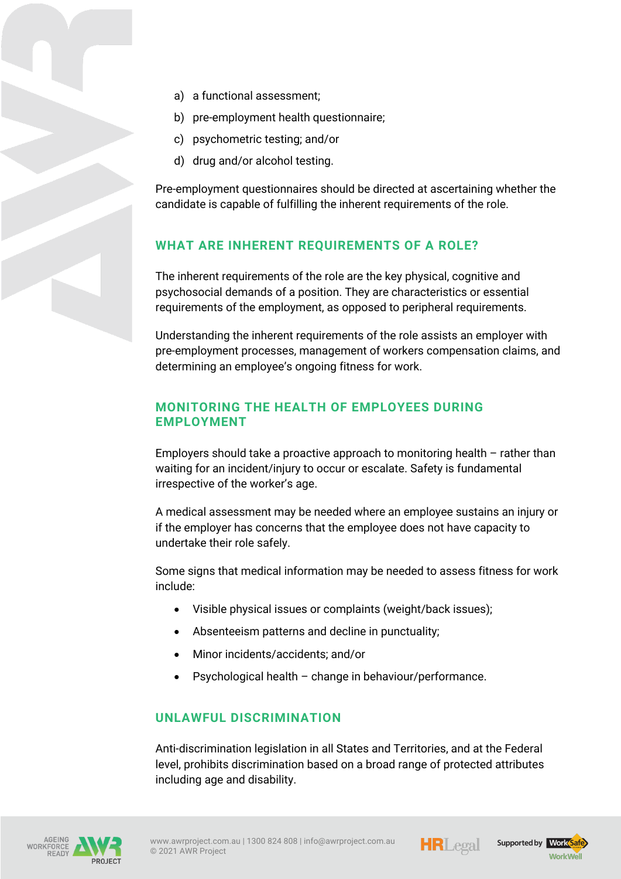a) a functional assessment;

b) pre-employment health questionnaire;

c) psychometric testing; and/or

d) drug and/or alcohol testing.

Pre-employment questionnaires should be directed at ascertaining whether the candidate is capable of fulfilling the inherent requirements of the role.

## WHAT ARE INHERENT REQUIREMENTS OF A ROLE?

The inherent requirements of the role are the key physical, cognitive and psychosocial demands of a position. They are characteristics or essential requirements of the employment, as opposed to peripheral requirements.

Understanding the inherent requirements of the role assists an employer with pre-employment processes, management of workers compensation claims, and determining an employee's ongoing fitness for work.

## MONITORING THE HEALTH OF EMPLOYEES DURING EMPLOYMENT

Employers should take a proactive approach to monitoring health – rather than waiting for an incident/injury to occur or escalate. Safety is fundamental irrespective of the worker's age.

A medical assessment may be needed where an employee sustains an injury or if the employer has concerns that the employee does not have capacity to undertake their role safely.

Some signs that medical information may be needed to assess fitness for work include:

- Visible physical issues or complaints (weight/back issues);
- Absenteeism patterns and decline in punctuality;
- Minor incidents/accidents; and/or
- Psychological health – change in behaviour/performance.

## UNLAWFUL DISCRIMINATION

Anti-discrimination legislation in all States and Territories, and at the Federal level, prohibits discrimination based on a broad range of protected attributes including age and disability.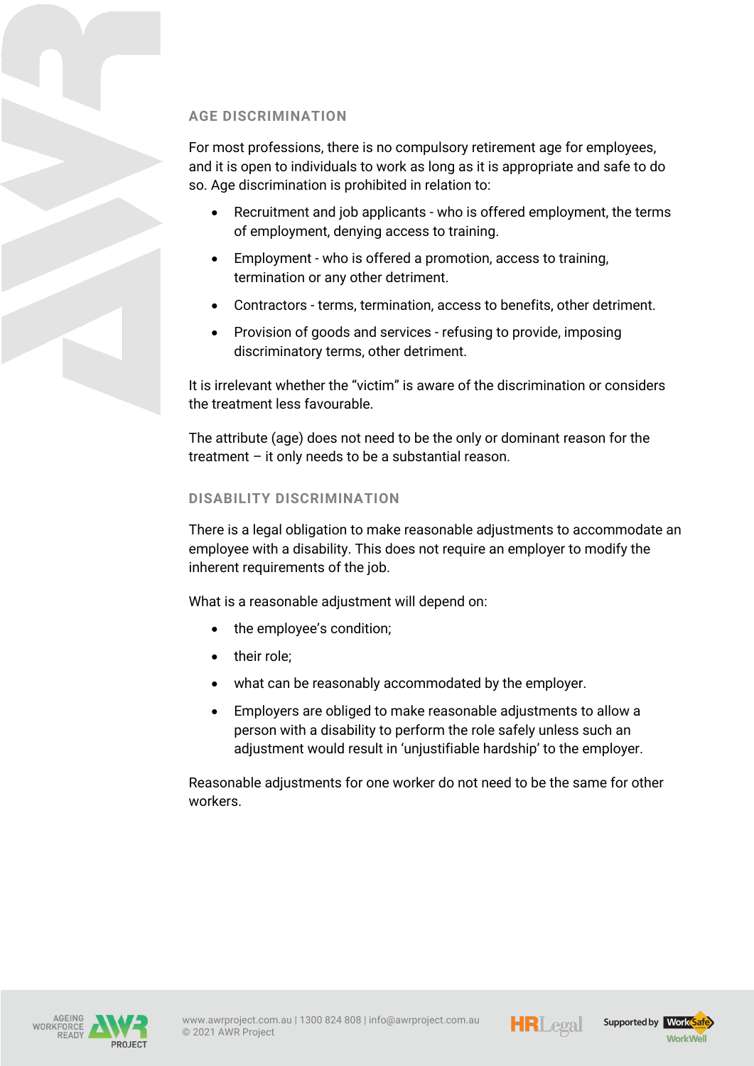## AGE DISCRIMINATION

For most professions, there is no compulsory retirement age for employees, and it is open to individuals to work as long as it is appropriate and safe to do so. Age discrimination is prohibited in relation to:

- Recruitment and job applicants - who is offered employment, the terms of employment, denying access to training.
- Employment - who is offered a promotion, access to training, termination or any other detriment.
- Contractors - terms, termination, access to benefits, other detriment.
- Provision of goods and services - refusing to provide, imposing discriminatory terms, other detriment.

It is irrelevant whether the "victim" is aware of the discrimination or considers the treatment less favourable.

The attribute (age) does not need to be the only or dominant reason for the treatment – it only needs to be a substantial reason.

## DISABILITY DISCRIMINATION

There is a legal obligation to make reasonable adjustments to accommodate an employee with a disability. This does not require an employer to modify the inherent requirements of the job.

What is a reasonable adjustment will depend on:

- the employee's condition;
- their role;
- what can be reasonably accommodated by the employer.
- Employers are obliged to make reasonable adjustments to allow a person with a disability to perform the role safely unless such an adjustment would result in 'unjustifiable hardship' to the employer.

Reasonable adjustments for one worker do not need to be the same for other workers.